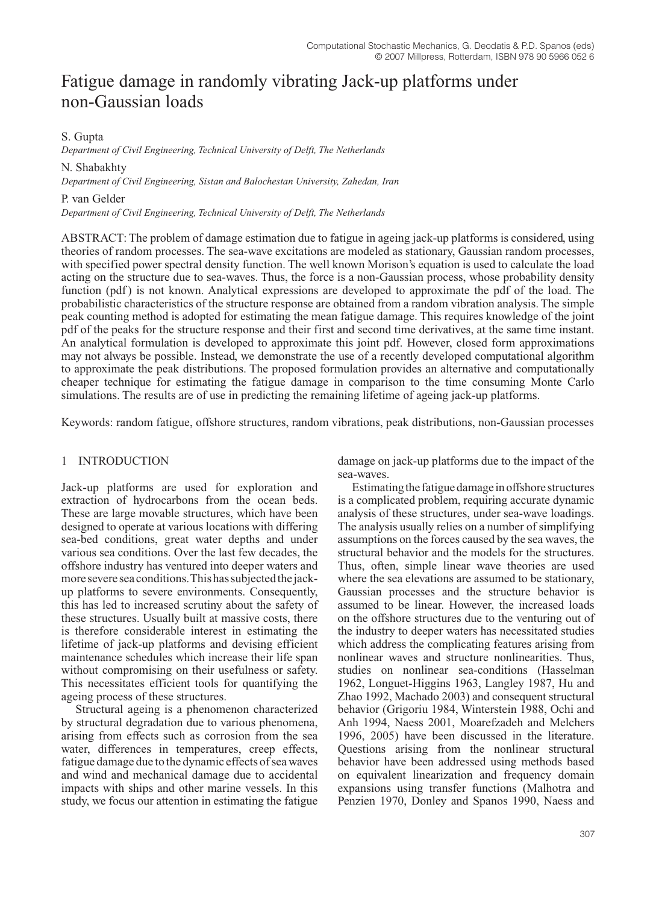# Fatigue damage in randomly vibrating Jack-up platforms under non-Gaussian loads

S. Gupta
*Department of Civil Engineering, Technical University of Delft, The Netherlands*

N. Shabakhty
*Department of Civil Engineering, Sistan and Balochestan University, Zahedan, Iran*

P. van Gelder
*Department of Civil Engineering, Technical University of Delft, The Netherlands*

ABSTRACT: The problem of damage estimation due to fatigue in ageing jack-up platforms is considered, using theories of random processes. The sea-wave excitations are modeled as stationary, Gaussian random processes, with specified power spectral density function. The well known Morison's equation is used to calculate the load acting on the structure due to sea-waves. Thus, the force is a non-Gaussian process, whose probability density function (pdf) is not known. Analytical expressions are developed to approximate the pdf of the load. The probabilistic characteristics of the structure response are obtained from a random vibration analysis. The simple peak counting method is adopted for estimating the mean fatigue damage. This requires knowledge of the joint pdf of the peaks for the structure response and their first and second time derivatives, at the same time instant. An analytical formulation is developed to approximate this joint pdf. However, closed form approximations may not always be possible. Instead, we demonstrate the use of a recently developed computational algorithm to approximate the peak distributions. The proposed formulation provides an alternative and computationally cheaper technique for estimating the fatigue damage in comparison to the time consuming Monte Carlo simulations. The results are of use in predicting the remaining lifetime of ageing jack-up platforms.

Keywords: random fatigue, offshore structures, random vibrations, peak distributions, non-Gaussian processes

## 1 INTRODUCTION

Jack-up platforms are used for exploration and extraction of hydrocarbons from the ocean beds. These are large movable structures, which have been designed to operate at various locations with differing sea-bed conditions, great water depths and under various sea conditions. Over the last few decades, the offshore industry has ventured into deeper waters and more severe sea conditions. This has subjected the jack-up platforms to severe environments. Consequently, this has led to increased scrutiny about the safety of these structures. Usually built at massive costs, there is therefore considerable interest in estimating the lifetime of jack-up platforms and devising efficient maintenance schedules which increase their life span without compromising on their usefulness or safety. This necessitates efficient tools for quantifying the ageing process of these structures.

Structural ageing is a phenomenon characterized by structural degradation due to various phenomena, arising from effects such as corrosion from the sea water, differences in temperatures, creep effects, fatigue damage due to the dynamic effects of sea waves and wind and mechanical damage due to accidental impacts with ships and other marine vessels. In this study, we focus our attention in estimating the fatigue damage on jack-up platforms due to the impact of the sea-waves.

Estimating the fatigue damage in offshore structures is a complicated problem, requiring accurate dynamic analysis of these structures, under sea-wave loadings. The analysis usually relies on a number of simplifying assumptions on the forces caused by the sea waves, the structural behavior and the models for the structures. Thus, often, simple linear wave theories are used where the sea elevations are assumed to be stationary, Gaussian processes and the structure behavior is assumed to be linear. However, the increased loads on the offshore structures due to the venturing out of the industry to deeper waters has necessitated studies which address the complicating features arising from nonlinear waves and structure nonlinearities. Thus, studies on nonlinear sea-conditions (Hasselman 1962, Longuet-Higgins 1963, Langley 1987, Hu and Zhao 1992, Machado 2003) and consequent structural behavior (Grigoriu 1984, Winterstein 1988, Ochi and Anh 1994, Naess 2001, Moarefzadeh and Melchers 1996, 2005) have been discussed in the literature. Questions arising from the nonlinear structural behavior have been addressed using methods based on equivalent linearization and frequency domain expansions using transfer functions (Malhotra and Penzien 1970, Donley and Spanos 1990, Naess and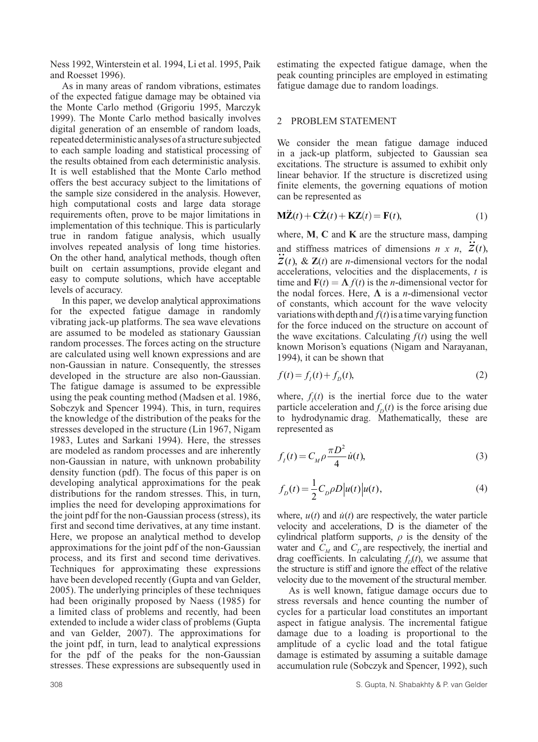Ness 1992, Winterstein et al. 1994, Li et al. 1995, Paik and Roesset 1996).

As in many areas of random vibrations, estimates of the expected fatigue damage may be obtained via the Monte Carlo method (Grigoriu 1995, Marczyk 1999). The Monte Carlo method basically involves digital generation of an ensemble of random loads, repeated deterministic analyses of a structure subjected to each sample loading and statistical processing of the results obtained from each deterministic analysis. It is well established that the Monte Carlo method offers the best accuracy subject to the limitations of the sample size considered in the analysis. However, high computational costs and large data storage requirements often, prove to be major limitations in implementation of this technique. This is particularly true in random fatigue analysis, which usually involves repeated analysis of long time histories. On the other hand, analytical methods, though often built on certain assumptions, provide elegant and easy to compute solutions, which have acceptable levels of accuracy.

In this paper, we develop analytical approximations for the expected fatigue damage in randomly vibrating jack-up platforms. The sea wave elevations are assumed to be modeled as stationary Gaussian random processes. The forces acting on the structure are calculated using well known expressions and are non-Gaussian in nature. Consequently, the stresses developed in the structure are also non-Gaussian. The fatigue damage is assumed to be expressible using the peak counting method (Madsen et al. 1986, Sobczyk and Spencer 1994). This, in turn, requires the knowledge of the distribution of the peaks for the stresses developed in the structure (Lin 1967, Nigam 1983, Lutes and Sarkani 1994). Here, the stresses are modeled as random processes and are inherently non-Gaussian in nature, with unknown probability density function (pdf). The focus of this paper is on developing analytical approximations for the peak distributions for the random stresses. This, in turn, implies the need for developing approximations for the joint pdf for the non-Gaussian process (stress), its first and second time derivatives, at any time instant. Here, we propose an analytical method to develop approximations for the joint pdf of the non-Gaussian process, and its first and second time derivatives. Techniques for approximating these expressions have been developed recently (Gupta and van Gelder, 2005). The underlying principles of these techniques had been originally proposed by Naess (1985) for a limited class of problems and recently, had been extended to include a wider class of problems (Gupta and van Gelder, 2007). The approximations for the joint pdf, in turn, lead to analytical expressions for the pdf of the peaks for the non-Gaussian stresses. These expressions are subsequently used in estimating the expected fatigue damage, when the peak counting principles are employed in estimating fatigue damage due to random loadings.

## 2 PROBLEM STATEMENT

We consider the mean fatigue damage induced in a jack-up platform, subjected to Gaussian sea excitations. The structure is assumed to exhibit only linear behavior. If the structure is discretized using finite elements, the governing equations of motion can be represented as

$$\mathbf{M}\ddot{\mathbf{Z}}(t) + \mathbf{C}\dot{\mathbf{Z}}(t) + \mathbf{K}\mathbf{Z}(t) = \mathbf{F}(t), \tag{1}$$

where, **M**, **C** and **K** are the structure mass, damping and stiffness matrices of dimensions $n \times n$, $\ddot{Z}(t)$, $\ddot{Z}(t)$, & $\mathbf{Z}(t)$ are $n$-dimensional vectors for the nodal accelerations, velocities and the displacements, $t$ is time and $\mathbf{F}(t) = \mathbf{\Lambda} f(t)$ is the $n$-dimensional vector for the nodal forces. Here, $\mathbf{\Lambda}$ is a $n$-dimensional vector of constants, which account for the wave velocity variations with depth and $f(t)$ is a time varying function for the force induced on the structure on account of the wave excitations. Calculating $f(t)$ using the well known Morison's equations (Nigam and Narayanan, 1994), it can be shown that

$$f(t) = f_I(t) + f_D(t), \tag{2}$$

where, $f_I(t)$ is the inertial force due to the water particle acceleration and $f_D(t)$ is the force arising due to hydrodynamic drag. Mathematically, these are represented as

$$f_I(t) = C_M \rho \frac{\pi D^2}{4} \dot{u}(t), \tag{3}$$

$$f_D(t) = \frac{1}{2} C_D \rho D \left| u(t) \right| u(t), \tag{4}$$

where, $u(t)$ and $\dot{u}(t)$ are respectively, the water particle velocity and accelerations, D is the diameter of the cylindrical platform supports, $\rho$ is the density of the water and $C_M$ and $C_D$ are respectively, the inertial and drag coefficients. In calculating $f_D(t)$, we assume that the structure is stiff and ignore the effect of the relative velocity due to the movement of the structural member.

As is well known, fatigue damage occurs due to stress reversals and hence counting the number of cycles for a particular load constitutes an important aspect in fatigue analysis. The incremental fatigue damage due to a loading is proportional to the amplitude of a cyclic load and the total fatigue damage is estimated by assuming a suitable damage accumulation rule (Sobczyk and Spencer, 1992), such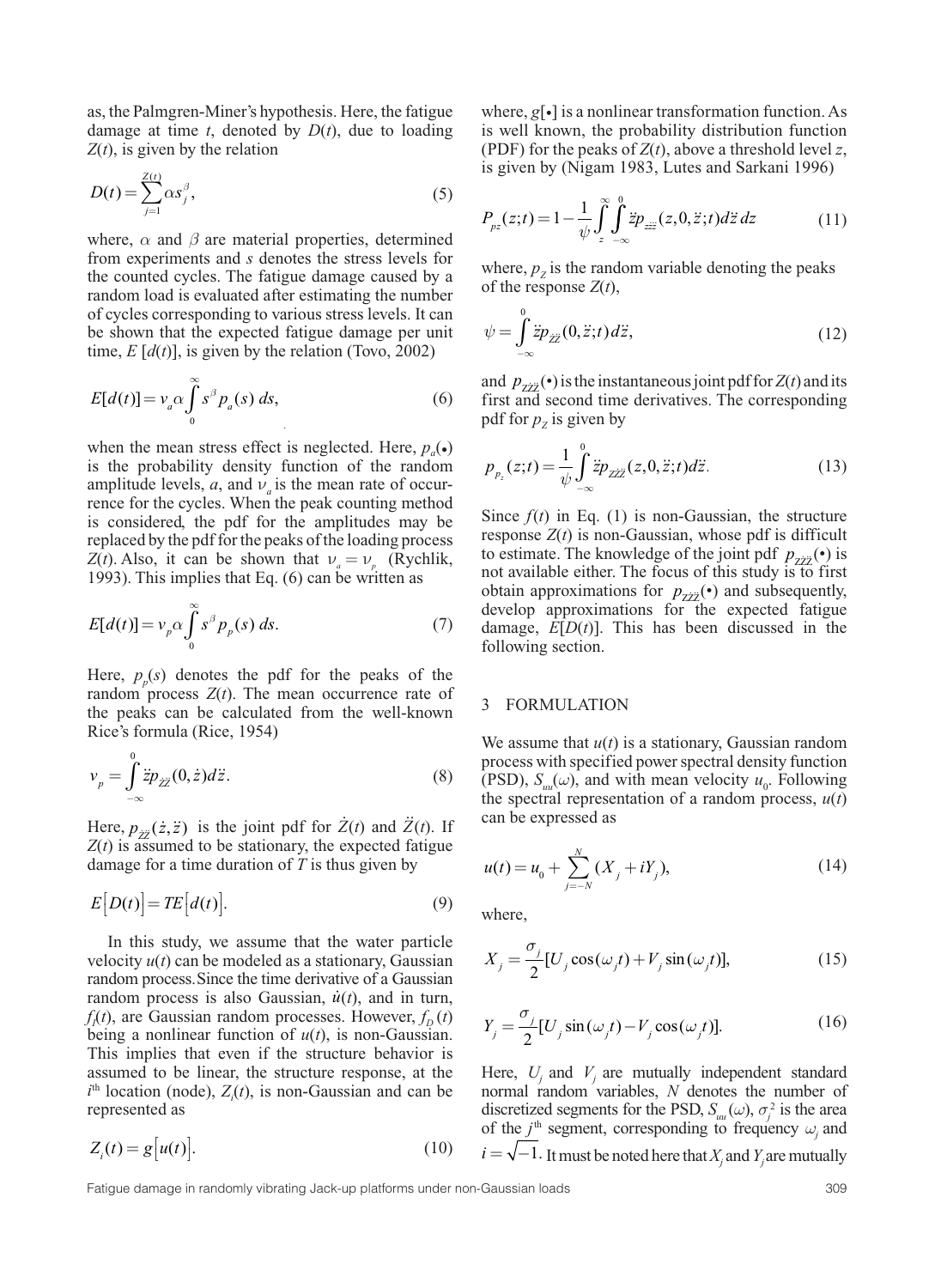as, the Palmgren-Miner's hypothesis. Here, the fatigue damage at time $t$, denoted by $D(t)$, due to loading $Z(t)$, is given by the relation

$$D(t) = \sum_{j=1}^{Z(t)} \alpha s_j^{\beta}, \tag{5}$$

where, $\alpha$ and $\beta$ are material properties, determined from experiments and $s$ denotes the stress levels for the counted cycles. The fatigue damage caused by a random load is evaluated after estimating the number of cycles corresponding to various stress levels. It can be shown that the expected fatigue damage per unit time, $E[d(t)]$, is given by the relation (Tovo, 2002)

$$E[d(t)] = v_a \alpha \int_0^{\infty} s^{\beta} p_a(s)\, ds, \tag{6}$$

when the mean stress effect is neglected. Here, $p_a(\bullet)$ is the probability density function of the random amplitude levels, $a$, and $\nu_a$ is the mean rate of occurrence for the cycles. When the peak counting method is considered, the pdf for the amplitudes may be replaced by the pdf for the peaks of the loading process $Z(t)$. Also, it can be shown that $\nu_a = \nu_p$ (Rychlik, 1993). This implies that Eq. (6) can be written as

$$E[d(t)] = v_p \alpha \int_0^{\infty} s^{\beta} p_p(s)\, ds. \tag{7}$$

Here, $p_p(s)$ denotes the pdf for the peaks of the random process $Z(t)$. The mean occurrence rate of the peaks can be calculated from the well-known Rice's formula (Rice, 1954)

$$v_p = \int_{-\infty}^{0} \ddot{z} p_{\dot{Z}\ddot{Z}}(0, \dot{z}) d\ddot{z}. \tag{8}$$

Here, $p_{\dot{Z}\ddot{Z}}(\dot{z}, \ddot{z})$ is the joint pdf for $\dot{Z}(t)$ and $\ddot{Z}(t)$. If $Z(t)$ is assumed to be stationary, the expected fatigue damage for a time duration of $T$ is thus given by

$$E\big[D(t)\big] = TE\big[d(t)\big]. \tag{9}$$

In this study, we assume that the water particle velocity $u(t)$ can be modeled as a stationary, Gaussian random process. Since the time derivative of a Gaussian random process is also Gaussian, $\dot{u}(t)$, and in turn, $f_I(t)$, are Gaussian random processes. However, $f_D(t)$ being a nonlinear function of $u(t)$, is non-Gaussian. This implies that even if the structure behavior is assumed to be linear, the structure response, at the $i^{\text{th}}$ location (node), $Z_i(t)$, is non-Gaussian and can be represented as

$$Z_i(t) = g\big[u(t)\big]. \tag{10}$$

where, $g[\bullet]$ is a nonlinear transformation function. As is well known, the probability distribution function (PDF) for the peaks of $Z(t)$, above a threshold level $z$, is given by (Nigam 1983, Lutes and Sarkani 1996)

$$P_{pz}(z;t) = 1 - \frac{1}{\psi} \int_z^{\infty} \int_{-\infty}^{0} \ddot{z} p_{z\dot{z}\ddot{z}}(z, 0, \ddot{z}; t) d\ddot{z}\, dz \tag{11}$$

where, $p_Z$ is the random variable denoting the peaks of the response $Z(t)$,

$$\psi = \int_{-\infty}^{0} \ddot{z} p_{\dot{Z}\ddot{Z}}(0, \ddot{z}; t) d\ddot{z}, \tag{12}$$

and $p_{Z\dot{Z}\ddot{Z}}(\bullet)$ is the instantaneous joint pdf for $Z(t)$ and its first and second time derivatives. The corresponding pdf for $p_Z$ is given by

$$p_{p_z}(z;t) = \frac{1}{\psi} \int_{-\infty}^{0} \ddot{z} p_{Z\dot{Z}\ddot{Z}}(z, 0, \ddot{z}; t) d\ddot{z}. \tag{13}$$

Since $f(t)$ in Eq. (1) is non-Gaussian, the structure response $Z(t)$ is non-Gaussian, whose pdf is difficult to estimate. The knowledge of the joint pdf $p_{Z\dot{Z}\ddot{Z}}(\bullet)$ is not available either. The focus of this study is to first obtain approximations for $p_{Z\dot{Z}\ddot{Z}}(\bullet)$ and subsequently, develop approximations for the expected fatigue damage, $E[D(t)]$. This has been discussed in the following section.

## 3 FORMULATION

We assume that $u(t)$ is a stationary, Gaussian random process with specified power spectral density function (PSD), $S_{uu}(\omega)$, and with mean velocity $u_0$. Following the spectral representation of a random process, $u(t)$ can be expressed as

$$u(t) = u_0 + \sum_{j=-N}^{N} (X_j + iY_j), \tag{14}$$

where,

$$X_j = \frac{\sigma_j}{2}[U_j \cos(\omega_j t) + V_j \sin(\omega_j t)], \tag{15}$$

$$Y_j = \frac{\sigma_j}{2}[U_j \sin(\omega_j t) - V_j \cos(\omega_j t)]. \tag{16}$$

Here, $U_j$ and $V_j$ are mutually independent standard normal random variables, $N$ denotes the number of discretized segments for the PSD, $S_{uu}(\omega)$, $\sigma_j^2$ is the area of the $j^{\text{th}}$ segment, corresponding to frequency $\omega_j$ and $i = \sqrt{-1}$. It must be noted here that $X_j$ and $Y_j$ are mutually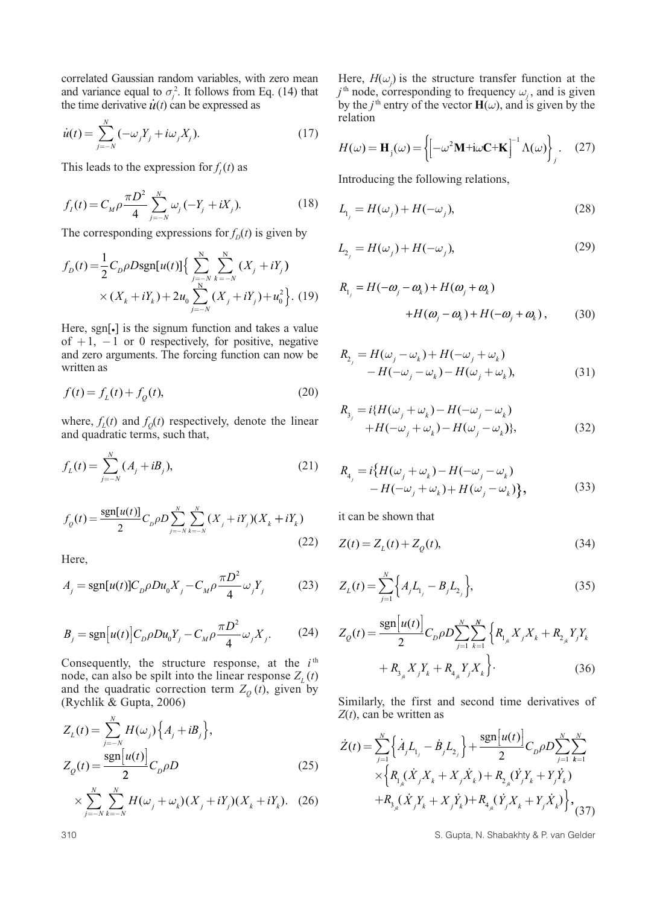correlated Gaussian random variables, with zero mean and variance equal to $\sigma_j^2$. It follows from Eq. (14) that the time derivative $\dot{u}(t)$ can be expressed as

$$\dot{u}(t) = \sum_{j=-N}^{N} (-\omega_j Y_j + i\omega_j X_j). \tag{17}$$

This leads to the expression for $f_I(t)$ as

$$f_I(t) = C_M \rho \frac{\pi D^2}{4} \sum_{j=-N}^{N} \omega_j (-Y_j + iX_j). \tag{18}$$

The corresponding expressions for $f_D(t)$ is given by

$$f_D(t) = \frac{1}{2} C_D \rho D \text{sgn}[u(t)] \Big\{ \sum_{j=-N}^{N} \sum_{k=-N}^{N} (X_j + iY_j) \times (X_k + iY_k) + 2u_0 \sum_{j=-N}^{N} (X_j + iY_j) + u_0^2 \Big\}. \tag{19}$$

Here, sgn[•] is the signum function and takes a value of $+1$, $-1$ or 0 respectively, for positive, negative and zero arguments. The forcing function can now be written as

$$f(t) = f_L(t) + f_Q(t), \tag{20}$$

where, $f_L(t)$ and $f_Q(t)$ respectively, denote the linear and quadratic terms, such that,

$$f_L(t) = \sum_{j=-N}^{N} (A_j + iB_j), \tag{21}$$

$$f_Q(t) = \frac{\text{sgn}[u(t)]}{2} C_D \rho D \sum_{j=-N}^{N} \sum_{k=-N}^{N} (X_j + iY_j)(X_k + iY_k) \tag{22}$$

Here,

$$A_j = \text{sgn}[u(t)] C_D \rho D u_0 X_j - C_M \rho \frac{\pi D^2}{4} \omega_j Y_j \tag{23}$$

$$B_j = \text{sgn}\big[u(t)\big] C_D \rho D u_0 Y_j - C_M \rho \frac{\pi D^2}{4} \omega_j X_j. \tag{24}$$

Consequently, the structure response, at the $i^{\text{th}}$ node, can also be spilt into the linear response $Z_L(t)$ and the quadratic correction term $Z_Q(t)$, given by (Rychlik & Gupta, 2006)

$$Z_L(t) = \sum_{j=-N}^{N} H(\omega_j) \Big\{ A_j + iB_j \Big\},$$

$$Z_Q(t) = \frac{\text{sgn}\big[u(t)\big]}{2} C_D \rho D \tag{25}$$

$$\times \sum_{j=-N}^{N} \sum_{k=-N}^{N} H(\omega_j + \omega_k)(X_j + iY_j)(X_k + iY_k). \tag{26}$$

Here, $H(\omega_j)$ is the structure transfer function at the $j^{\text{th}}$ node, corresponding to frequency $\omega_j$, and is given by the $j^{\text{th}}$ entry of the vector $\mathbf{H}(\omega)$, and is given by the relation

$$H(\omega) = \mathbf{H}_j(\omega) = \Big\{ \Big[ -\omega^2 \mathbf{M} + i\omega \mathbf{C} + \mathbf{K} \Big]^{-1} \Lambda(\omega) \Big\}_j. \tag{27}$$

Introducing the following relations,

$$L_{1_j} = H(\omega_j) + H(-\omega_j), \tag{28}$$

$$L_{2_j} = H(\omega_j) + H(-\omega_j), \tag{29}$$

$$R_{1_j} = H(-\omega_j - \omega_k) + H(\omega_j + \omega_k) + H(\omega_j - \omega_k) + H(-\omega_j + \omega_k), \tag{30}$$

$$R_{2_j} = H(\omega_j - \omega_k) + H(-\omega_j + \omega_k) - H(-\omega_j - \omega_k) - H(\omega_j + \omega_k), \tag{31}$$

$$R_{3_j} = i\{H(\omega_j + \omega_k) - H(-\omega_j - \omega_k) + H(-\omega_j + \omega_k) - H(\omega_j - \omega_k)\}, \tag{32}$$

$$R_{4_j} = i\big\{H(\omega_j + \omega_k) - H(-\omega_j - \omega_k) - H(-\omega_j + \omega_k) + H(\omega_j - \omega_k)\big\}, \tag{33}$$

it can be shown that

$$Z(t) = Z_L(t) + Z_Q(t), \tag{34}$$

$$Z_L(t) = \sum_{j=1}^{N} \Big\{ A_j L_{1_j} - B_j L_{2_j} \Big\}, \tag{35}$$

$$Z_Q(t) = \frac{\text{sgn}\big[u(t)\big]}{2} C_D \rho D \sum_{j=1}^{N} \sum_{k=1}^{N} \Big\{ R_{1_{jk}} X_j X_k + R_{2_{jk}} Y_j Y_k + R_{3_{jk}} X_j Y_k + R_{4_{jk}} Y_j X_k \Big\}. \tag{36}$$

Similarly, the first and second time derivatives of $Z(t)$, can be written as

$$\dot{Z}(t) = \sum_{j=1}^{N} \Big\{ \dot{A}_j L_{1_j} - \dot{B}_j L_{2_j} \Big\} + \frac{\text{sgn}\big[u(t)\big]}{2} C_D \rho D \sum_{j=1}^{N} \sum_{k=1}^{N} \times \Big\{ R_{1_{jk}} (\dot{X}_j X_k + X_j \dot{X}_k) + R_{2_{jk}} (\dot{Y}_j Y_k + Y_j \dot{Y}_k) + R_{3_{jk}} (\dot{X}_j Y_k + X_j \dot{Y}_k) + R_{4_{jk}} (\dot{Y}_j X_k + Y_j \dot{X}_k) \Big\}, \tag{37}$$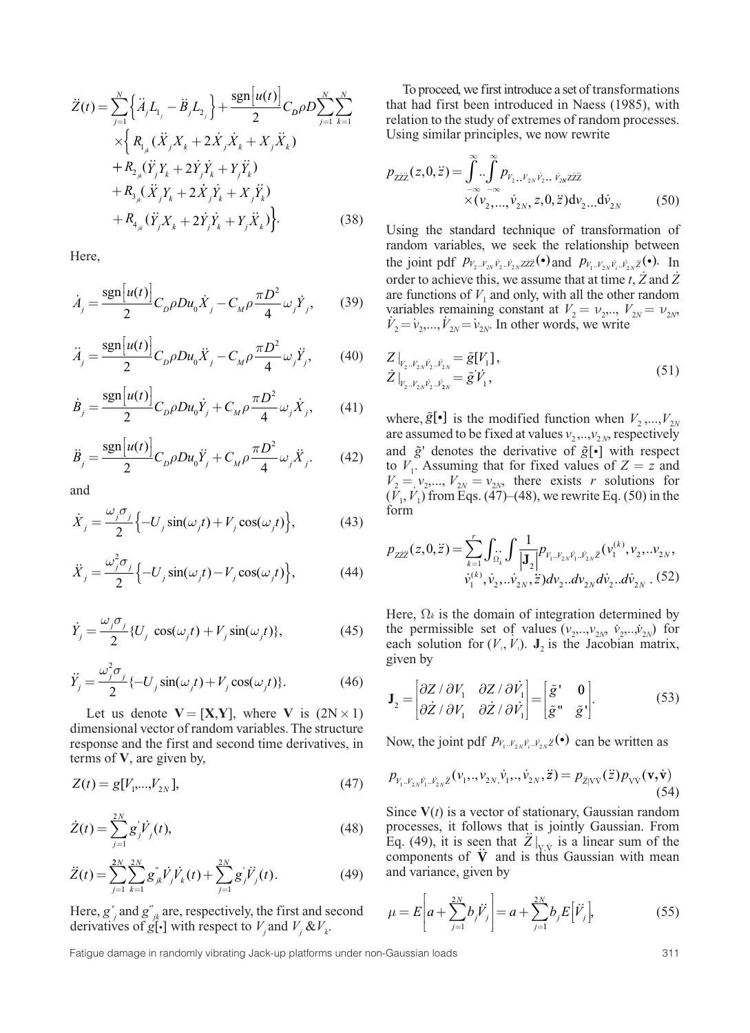$$\ddot{Z}(t) = \sum_{j=1}^{N} \left\{ \ddot{A}_j L_{1_j} - \ddot{B}_j L_{2_j} \right\} + \frac{\mathrm{sgn}\left[u(t)\right]}{2} C_D \rho D \sum_{j=1}^{N} \sum_{k=1}^{N} \times \left\{ R_{1_{jk}} (\ddot{X}_j X_k + 2\dot{X}_j \dot{X}_k + X_j \ddot{X}_k) + R_{2_{jk}} (\ddot{Y}_j Y_k + 2\dot{Y}_j \dot{Y}_k + Y_j \ddot{Y}_k) + R_{3_{jk}} (\ddot{X}_j Y_k + 2\dot{X}_j \dot{Y}_k + X_j \ddot{Y}_k) + R_{4_{jk}} (\ddot{Y}_j X_k + 2\dot{Y}_j \dot{Y}_k + Y_j \ddot{X}_k) \right\}. \tag{38}$$

Here,

$$\dot{A}_j = \frac{\mathrm{sgn}\left[u(t)\right]}{2} C_D \rho D u_0 \dot{X}_j - C_M \rho \frac{\pi D^2}{4} \omega_j \dot{Y}_j, \tag{39}$$

$$\ddot{A}_j = \frac{\mathrm{sgn}\left[u(t)\right]}{2} C_D \rho D u_0 \ddot{X}_j - C_M \rho \frac{\pi D^2}{4} \omega_j \ddot{Y}_j, \tag{40}$$

$$\dot{B}_j = \frac{\mathrm{sgn}\left[u(t)\right]}{2} C_D \rho D u_0 \dot{Y}_j + C_M \rho \frac{\pi D^2}{4} \omega_j \dot{X}_j, \tag{41}$$

$$\ddot{B}_j = \frac{\mathrm{sgn}\left[u(t)\right]}{2} C_D \rho D u_0 \ddot{Y}_j + C_M \rho \frac{\pi D^2}{4} \omega_j \ddot{X}_j. \tag{42}$$

and

$$\dot{X}_j = \frac{\omega_j \sigma_j}{2} \left\{ -U_j \sin(\omega_j t) + V_j \cos(\omega_j t) \right\}, \tag{43}$$

$$\ddot{X}_j = \frac{\omega_j^2 \sigma_j}{2} \left\{ -U_j \sin(\omega_j t) - V_j \cos(\omega_j t) \right\}, \tag{44}$$

$$\dot{Y}_j = \frac{\omega_j \sigma_j}{2} \{ U_j \cos(\omega_j t) + V_j \sin(\omega_j t) \}, \tag{45}$$

$$\ddot{Y}_j = \frac{\omega_j^2 \sigma_j}{2} \{ -U_j \sin(\omega_j t) + V_j \cos(\omega_j t) \}. \tag{46}$$

Let us denote $\mathbf{V} = [\mathbf{X}, \mathbf{Y}]$, where $\mathbf{V}$ is $(2N \times 1)$ dimensional vector of random variables. The structure response and the first and second time derivatives, in terms of $\mathbf{V}$, are given by,

$$Z(t) = g[V_1, ..., V_{2N}], \tag{47}$$

$$\dot{Z}(t) = \sum_{j=1}^{2N} g_j^{'} \dot{V}_j(t), \tag{48}$$

$$\ddot{Z}(t) = \sum_{j=1}^{2N} \sum_{k=1}^{2N} g_{jk}^{"} \dot{V}_j \dot{V}_k(t) + \sum_{j=1}^{2N} g_j^{'} \ddot{V}_j(t). \tag{49}$$

Here, $g_j^{'}$ and $g_{jk}^{''}$ are, respectively, the first and second derivatives of $g[\bullet]$ with respect to $V_j$ and $V_j$ & $V_k$.

To proceed, we first introduce a set of transformations that had first been introduced in Naess (1985), with relation to the study of extremes of random processes. Using similar principles, we now rewrite

$$p_{Z\dot{Z}\ddot{Z}}(z, 0, \ddot{z}) = \int_{-\infty}^{\infty} .. \int_{-\infty}^{\infty} p_{V_2..V_{2N}\dot{V}_2..\dot{V}_{2N}Z\dot{Z}\ddot{Z}} \times (v_2, ..., \dot{v}_{2N}, z, 0, \ddot{z}) \mathrm{d}v_2 ... \mathrm{d}\dot{v}_{2N} \tag{50}$$

Using the standard technique of transformation of random variables, we seek the relationship between the joint pdf $p_{V_2..V_{2N}\dot{V}_2..\dot{V}_{2N}Z\dot{Z}\ddot{Z}}(\bullet)$ and $p_{V_1..V_{2N}\dot{V}_1..\dot{V}_{2N}\ddot{Z}}(\bullet)$. In order to achieve this, we assume that at time $t$, $\dot{Z}$ and $\dot{Z}$ are functions of $V_1$ and only, with all the other random variables remaining constant at $V_2 = v_2, ..., V_{2N} = v_{2N}$, $\dot{V}_2 = \dot{v}_2, ..., \dot{V}_{2N} = \dot{v}_{2N}$. In other words, we write

$$Z|_{V_2..V_{2N}\dot{V}_2..\dot{V}_{2N}} = \tilde{g}[V_1], \quad \dot{Z}|_{V_2..V_{2N}\dot{V}_2..\dot{V}_{2N}} = \tilde{g}' \dot{V}_1, \tag{51}$$

where, $\tilde{g}[\bullet]$ is the modified function when $V_2, ..., V_{2N}$ are assumed to be fixed at values $v_2, .., v_{2N}$, respectively and $\tilde{g}'$ denotes the derivative of $\tilde{g}[\bullet]$ with respect to $V_1$. Assuming that for fixed values of $Z = z$ and $V_2 = v_2, ..., V_{2N} = v_{2N}$, there exists $r$ solutions for $(V_1, \dot{V}_1)$ from Eqs. (47)–(48), we rewrite Eq. (50) in the form

$$p_{Z\dot{Z}\ddot{Z}}(z, 0, \ddot{z}) = \sum_{k=1}^{r} \int_{\Omega_k} .. \int \frac{1}{|\mathbf{J}_2|} p_{V_1..V_{2N}\dot{V}_1..\dot{V}_{2N}\ddot{Z}}(v_1^{(k)}, v_2, .. v_{2N}, \dot{v}_1^{(k)}, \dot{v}_2, .. \dot{v}_{2N}, \ddot{z}) dv_2 .. dv_{2N} d\dot{v}_2 .. d\dot{v}_{2N} \,. \tag{52}$$

Here, $\Omega_k$ is the domain of integration determined by the permissible set of values $(v_2, .., v_{2N}, \dot{v}_2, .. \dot{v}_{2N})$ for each solution for $(V_1, \dot{V}_1)$. $\mathbf{J}_2$ is the Jacobian matrix, given by

$$\mathbf{J}_2 = \begin{bmatrix} \partial Z / \partial V_1 & \partial Z / \partial \dot{V}_1 \\ \partial \dot{Z} / \partial V_1 & \partial \dot{Z} / \partial \dot{V}_1 \end{bmatrix} = \begin{bmatrix} \tilde{g}' & \mathbf{0} \\ \tilde{g}'' & \tilde{g}' \end{bmatrix}. \tag{53}$$

Now, the joint pdf $p_{V_1..V_{2N}\dot{V}_1..\dot{V}_{2N}\ddot{Z}}(\bullet)$ can be written as

$$p_{V_1..V_{2N}\dot{V}_1..\dot{V}_{2N}\ddot{Z}}(v_1, .., v_{2N}, \dot{v}_1, .., \dot{v}_{2N}, \ddot{z}) = p_{\ddot{Z}|\mathbf{V}\dot{\mathbf{V}}}(\ddot{z}) p_{\mathbf{V}\dot{\mathbf{V}}}(\mathbf{v}, \dot{\mathbf{v}}) \tag{54}$$

Since $\mathbf{V}(t)$ is a vector of stationary, Gaussian random processes, it follows that is jointly Gaussian. From Eq. (49), it is seen that $\ddot{Z}|_{\mathbf{V},\dot{\mathbf{V}}}$ is a linear sum of the components of $\ddot{\mathbf{V}}$ and is thus Gaussian with mean and variance, given by

$$\mu = E\left[ a + \sum_{j=1}^{2N} b_j \ddot{V}_j \right] = a + \sum_{j=1}^{2N} b_j E\left[ \ddot{V}_j \right], \tag{55}$$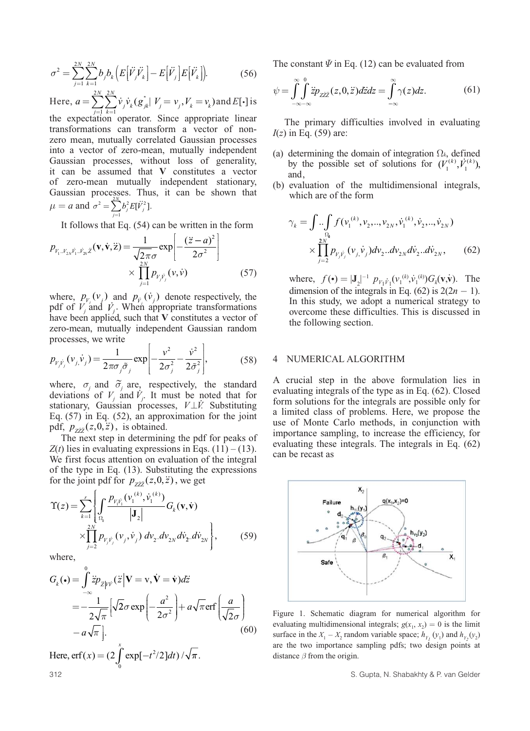$$\sigma^2 = \sum_{j=1}^{2N}\sum_{k=1}^{2N} b_j b_k \left( E\left[\ddot{V}_j \ddot{V}_k\right] - E\left[\ddot{V}_j\right] E\left[\ddot{V}_k\right] \right). \tag{56}$$

Here, $a = \sum_{j=1}^{2N}\sum_{k=1}^{2N} \dot{v}_j \dot{v}_k (g''_{jk} | V_j = v_j, V_k = v_k)$ and $E[\bullet]$ is the expectation operator. Since appropriate linear transformations can transform a vector of non-zero mean, mutually correlated Gaussian processes into a vector of zero-mean, mutually independent Gaussian processes, without loss of generality, it can be assumed that **V** constitutes a vector of zero-mean mutually independent stationary, Gaussian processes. Thus, it can be shown that $\mu = a$ and $\sigma^2 = \sum_{j=1}^{2N} b_j^2 E[\ddot{V}_j^2]$.

It follows that Eq. (54) can be written in the form

$$p_{V_1..V_{2N}\dot{V}_1..\dot{V}_{2N}\ddot{Z}}(\mathbf{v}, \dot{\mathbf{v}}, \ddot{z}) = \frac{1}{\sqrt{2\pi}\sigma} \exp\left[ -\frac{(\ddot{z} - a)^2}{2\sigma^2} \right] \times \prod_{j=1}^{2N} p_{V_j \dot{V}_j}(v, \dot{v}) \tag{57}$$

where, $p_{V_j}(v_j)$ and $p_{\dot{V}_j}(\dot{v}_j)$ denote respectively, the pdf of $V_j$ and $\dot{V}_j$. When appropriate transformations have been applied, such that **V** constitutes a vector of zero-mean, mutually independent Gaussian random processes, we write

$$p_{V_j \dot{V}_j}(v_j, \dot{v}_j) = \frac{1}{2\pi\sigma_j \tilde{\sigma}_j} \exp\left[ -\frac{v^2}{2\sigma_j^2} - \frac{\dot{v}^2}{2\tilde{\sigma}_j^2} \right], \tag{58}$$

where, $\sigma_j$ and $\tilde{\sigma}_j$ are, respectively, the standard deviations of $V_j$ and $\dot{V}_j$. It must be noted that for stationary, Gaussian processes, $V \perp \dot{V}$. Substituting Eq. (57) in Eq. (52), an approximation for the joint pdf, $p_{Z\dot{Z}\ddot{Z}}(z, 0, \ddot{z})$, is obtained.

The next step in determining the pdf for peaks of $Z(t)$ lies in evaluating expressions in Eqs. (11) – (13). We first focus attention on evaluation of the integral of the type in Eq. (13). Substituting the expressions for the joint pdf for $p_{Z\dot{Z}\ddot{Z}}(z, 0, \ddot{z})$, we get

$$\Upsilon(z) = \sum_{k=1}^{r} \left\{ \int_{\Omega_k} \frac{p_{V_1\dot{V}_1}(v_1^{(k)}, \dot{v}_1^{(k)})}{|\mathbf{J}_2|} G_k(\mathbf{v}, \dot{\mathbf{v}}) \times \prod_{j=2}^{2N} p_{V_j \dot{V}_j}(v_j, \dot{v}_j)\, dv_2..dv_{2N} d\dot{v}_2..d\dot{v}_{2N} \right\}, \tag{59}$$

where,

$$G_k(\bullet) = \int_{-\infty}^{0} \ddot{z} p_{\ddot{Z}|V\dot{V}}(\ddot{z} | \mathbf{V} = \mathbf{v}, \dot{\mathbf{V}} = \dot{\mathbf{v}}) d\ddot{z} = -\frac{1}{2\sqrt{\pi}} \left[ \sqrt{2}\sigma \exp\left( -\frac{a^2}{2\sigma^2} \right) + a\sqrt{\pi}\,\text{erf}\left( \frac{a}{\sqrt{2}\sigma} \right) - a\sqrt{\pi} \right]. \tag{60}$$

Here, $\text{erf}(x) = (2\int_0^x \exp[-t^2/2]dt)/\sqrt{\pi}$.

The constant $\Psi$ in Eq. (12) can be evaluated from

$$\psi = \int_{-\infty}^{\infty}\int_{-\infty}^{0} \ddot{z} p_{Z\dot{Z}\ddot{Z}}(z, 0, \ddot{z}) d\ddot{z} dz = \int_{-\infty}^{\infty} \gamma(z) dz. \tag{61}$$

The primary difficulties involved in evaluating $I(z)$ in Eq. (59) are:

(a) determining the domain of integration $\Omega_k$, defined by the possible set of solutions for $(V_1^{(k)}, \dot{V}_1^{(k)})$, and,
(b) evaluation of the multidimensional integrals, which are of the form

$$\gamma_k = \int_{\Omega_k} .. \int f(v_1^{(k)}, v_2, .., v_{2N}, \dot{v}_1^{(k)}, \dot{v}_2, .., \dot{v}_{2N}) \times \prod_{j=2}^{2N} p_{V_j \dot{V}_j}(v_j, \dot{v}_j) dv_2..dv_{2N} d\dot{v}_2..d\dot{v}_{2N}, \tag{62}$$

where, $f(\bullet) = |\mathbf{J}_2|^{-1}\, p_{V_1\dot{V}_1}(v_1^{(k)}, \dot{v}_1^{(k)}) G_k(\mathbf{v}, \dot{\mathbf{v}})$. The dimension of the integrals in Eq. (62) is $2(2n - 1)$. In this study, we adopt a numerical strategy to overcome these difficulties. This is discussed in the following section.

## 4 NUMERICAL ALGORITHM

A crucial step in the above formulation lies in evaluating integrals of the type as in Eq. (62). Closed form solutions for the integrals are possible only for a limited class of problems. Here, we propose the use of Monte Carlo methods, in conjunction with importance sampling, to increase the efficiency, for evaluating these integrals. The integrals in Eq. (62) can be recast as

X₂
Failure
$h_{Y_1}(y_1)$
$q(x_1,x_2)=0$
$d_0$
$q_1$
$\beta_0$
$\beta$
$q_2$
$h_{Y_2}(y_2)$
$d_1$
$\beta_1$
Safe
X₁

Figure 1. Schematic diagram for numerical algorithm for evaluating multidimensional integrals; $g(x_1, x_2) = 0$ is the limit surface in the $X_1 - X_2$ random variable space; $h_{Y_1}(y_1)$ and $h_{Y_2}(y_2)$ are the two importance sampling pdfs; two design points at distance $\beta$ from the origin.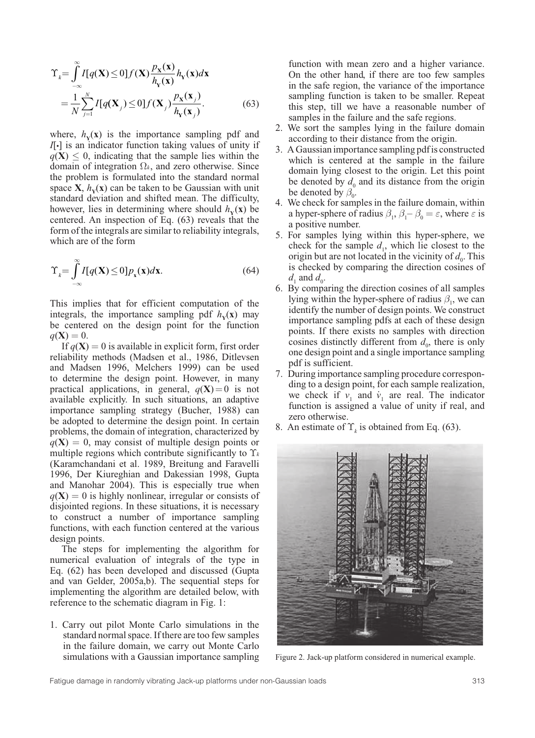$$\Upsilon_k = \int_{-\infty}^{\infty} I[q(\mathbf{X}) \le 0] f(\mathbf{X}) \frac{p_{\mathbf{X}}(\mathbf{x})}{h_{\mathbf{Y}}(\mathbf{x})} h_{\mathbf{Y}}(\mathbf{x}) d\mathbf{x}$$
$$= \frac{1}{N} \sum_{j=1}^{N} I[q(\mathbf{X}_j) \le 0] f(\mathbf{X}_j) \frac{p_{\mathbf{X}}(\mathbf{x}_j)}{h_{\mathbf{Y}}(\mathbf{x}_j)}. \tag{63}$$

where, $h_{\mathbf{Y}}(\mathbf{x})$ is the importance sampling pdf and $I[\cdot]$ is an indicator function taking values of unity if $q(\mathbf{X}) \le 0$, indicating that the sample lies within the domain of integration $\Omega_k$, and zero otherwise. Since the problem is formulated into the standard normal space $\mathbf{X}$, $h_{\mathbf{Y}}(\mathbf{x})$ can be taken to be Gaussian with unit standard deviation and shifted mean. The difficulty, however, lies in determining where should $h_{\mathbf{Y}}(\mathbf{x})$ be centered. An inspection of Eq. (63) reveals that the form of the integrals are similar to reliability integrals, which are of the form

$$\Upsilon_k = \int_{-\infty}^{\infty} I[q(\mathbf{X}) \le 0] p_{\mathbf{x}}(\mathbf{x}) d\mathbf{x}. \tag{64}$$

This implies that for efficient computation of the integrals, the importance sampling pdf $h_{\mathbf{Y}}(\mathbf{x})$ may be centered on the design point for the function $q(\mathbf{X}) = 0$.

If $q(\mathbf{X}) = 0$ is available in explicit form, first order reliability methods (Madsen et al., 1986, Ditlevsen and Madsen 1996, Melchers 1999) can be used to determine the design point. However, in many practical applications, in general, $q(\mathbf{X}) = 0$ is not available explicitly. In such situations, an adaptive importance sampling strategy (Bucher, 1988) can be adopted to determine the design point. In certain problems, the domain of integration, characterized by $q(\mathbf{X}) = 0$, may consist of multiple design points or multiple regions which contribute significantly to $\Upsilon_k$ (Karamchandani et al. 1989, Breitung and Faravelli 1996, Der Kiureghian and Dakessian 1998, Gupta and Manohar 2004). This is especially true when $q(\mathbf{X}) = 0$ is highly nonlinear, irregular or consists of disjointed regions. In these situations, it is necessary to construct a number of importance sampling functions, with each function centered at the various design points.

The steps for implementing the algorithm for numerical evaluation of integrals of the type in Eq. (62) has been developed and discussed (Gupta and van Gelder, 2005a,b). The sequential steps for implementing the algorithm are detailed below, with reference to the schematic diagram in Fig. 1:

1. Carry out pilot Monte Carlo simulations in the standard normal space. If there are too few samples in the failure domain, we carry out Monte Carlo simulations with a Gaussian importance sampling function with mean zero and a higher variance. On the other hand, if there are too few samples in the safe region, the variance of the importance sampling function is taken to be smaller. Repeat this step, till we have a reasonable number of samples in the failure and the safe regions.
2. We sort the samples lying in the failure domain according to their distance from the origin.
3. A Gaussian importance sampling pdf is constructed which is centered at the sample in the failure domain lying closest to the origin. Let this point be denoted by $d_0$ and its distance from the origin be denoted by $\beta_0$.
4. We check for samples in the failure domain, within a hyper-sphere of radius $\beta_1$, $\beta_1 - \beta_0 = \varepsilon$, where $\varepsilon$ is a positive number.
5. For samples lying within this hyper-sphere, we check for the sample $d_1$, which lie closest to the origin but are not located in the vicinity of $d_0$. This is checked by comparing the direction cosines of $d_1$ and $d_0$.
6. By comparing the direction cosines of all samples lying within the hyper-sphere of radius $\beta_1$, we can identify the number of design points. We construct importance sampling pdfs at each of these design points. If there exists no samples with direction cosines distinctly different from $d_0$, there is only one design point and a single importance sampling pdf is sufficient.
7. During importance sampling procedure corresponding to a design point, for each sample realization, we check if $v_1$ and $\dot{v}_1$ are real. The indicator function is assigned a value of unity if real, and zero otherwise.
8. An estimate of $\Upsilon_k$ is obtained from Eq. (63).

Figure 2. Jack-up platform considered in numerical example.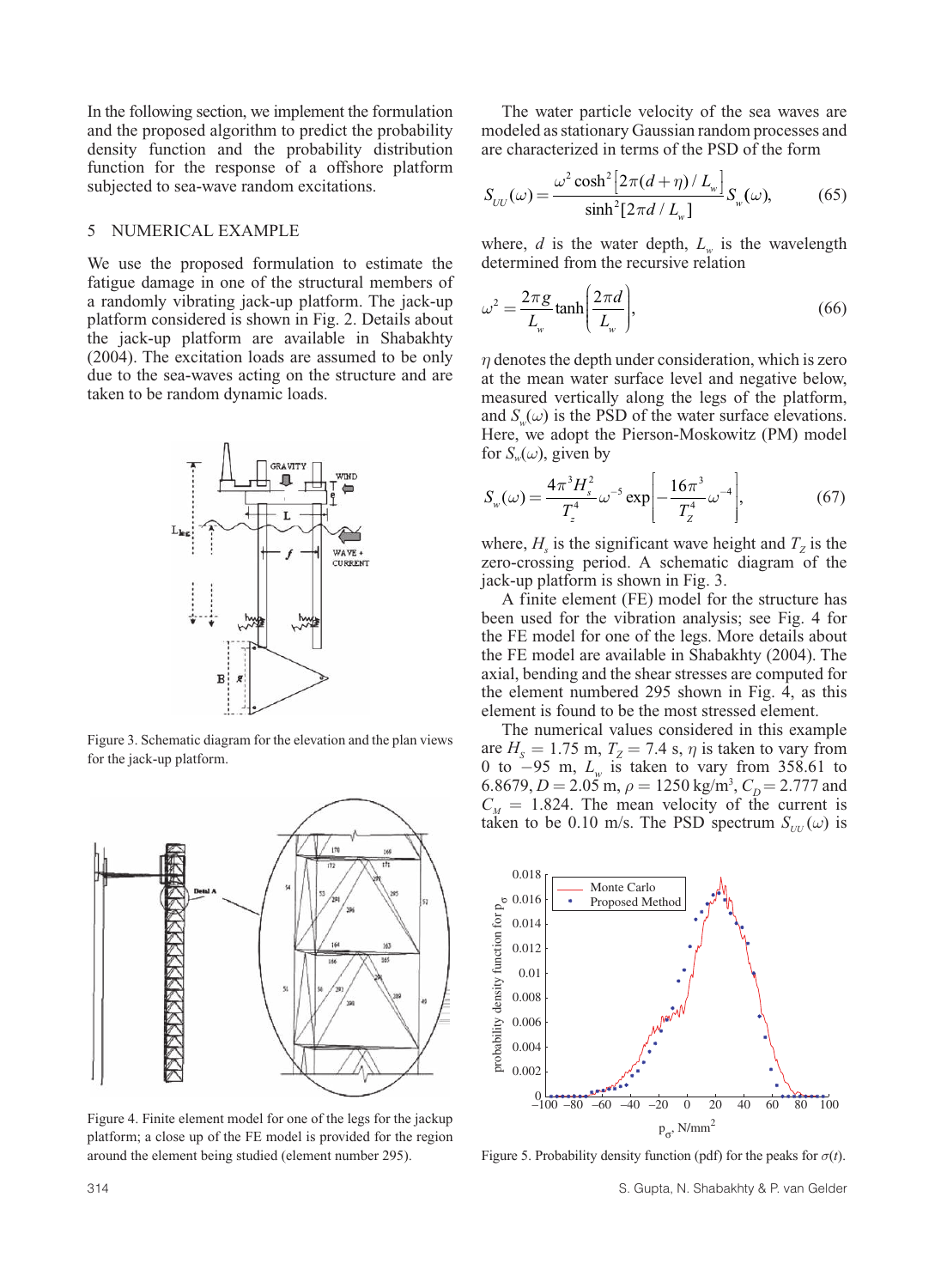In the following section, we implement the formulation and the proposed algorithm to predict the probability density function and the probability distribution function for the response of a offshore platform subjected to sea-wave random excitations.

## 5 NUMERICAL EXAMPLE

We use the proposed formulation to estimate the fatigue damage in one of the structural members of a randomly vibrating jack-up platform. The jack-up platform considered is shown in Fig. 2. Details about the jack-up platform are available in Shabakhty (2004). The excitation loads are assumed to be only due to the sea-waves acting on the structure and are taken to be random dynamic loads.

Figure 3. Schematic diagram for the elevation and the plan views for the jack-up platform.

Figure 4. Finite element model for one of the legs for the jackup platform; a close up of the FE model is provided for the region around the element being studied (element number 295).

The water particle velocity of the sea waves are modeled as stationary Gaussian random processes and are characterized in terms of the PSD of the form

$$S_{UU}(\omega) = \frac{\omega^2 \cosh^2\left[2\pi(d+\eta)/L_w\right]}{\sinh^2[2\pi d/L_w]} S_w(\omega), \qquad (65)$$

where, $d$ is the water depth, $L_w$ is the wavelength determined from the recursive relation

$$\omega^2 = \frac{2\pi g}{L_w} \tanh\left(\frac{2\pi d}{L_w}\right), \qquad (66)$$

$\eta$ denotes the depth under consideration, which is zero at the mean water surface level and negative below, measured vertically along the legs of the platform, and $S_w(\omega)$ is the PSD of the water surface elevations. Here, we adopt the Pierson-Moskowitz (PM) model for $S_w(\omega)$, given by

$$S_w(\omega) = \frac{4\pi^3 H_s^2}{T_z^4} \omega^{-5} \exp\left[-\frac{16\pi^3}{T_Z^4} \omega^{-4}\right], \qquad (67)$$

where, $H_s$ is the significant wave height and $T_Z$ is the zero-crossing period. A schematic diagram of the jack-up platform is shown in Fig. 3.

A finite element (FE) model for the structure has been used for the vibration analysis; see Fig. 4 for the FE model for one of the legs. More details about the FE model are available in Shabakhty (2004). The axial, bending and the shear stresses are computed for the element numbered 295 shown in Fig. 4, as this element is found to be the most stressed element.

The numerical values considered in this example are $H_s = 1.75$ m, $T_Z = 7.4$ s, $\eta$ is taken to vary from 0 to $-95$ m, $L_w$ is taken to vary from 358.61 to 6.8679, $D = 2.05$ m, $\rho = 1250$ kg/m$^3$, $C_D = 2.777$ and $C_M = 1.824$. The mean velocity of the current is taken to be 0.10 m/s. The PSD spectrum $S_{UU}(\omega)$ is

Figure 5. Probability density function (pdf) for the peaks for $\sigma(t)$.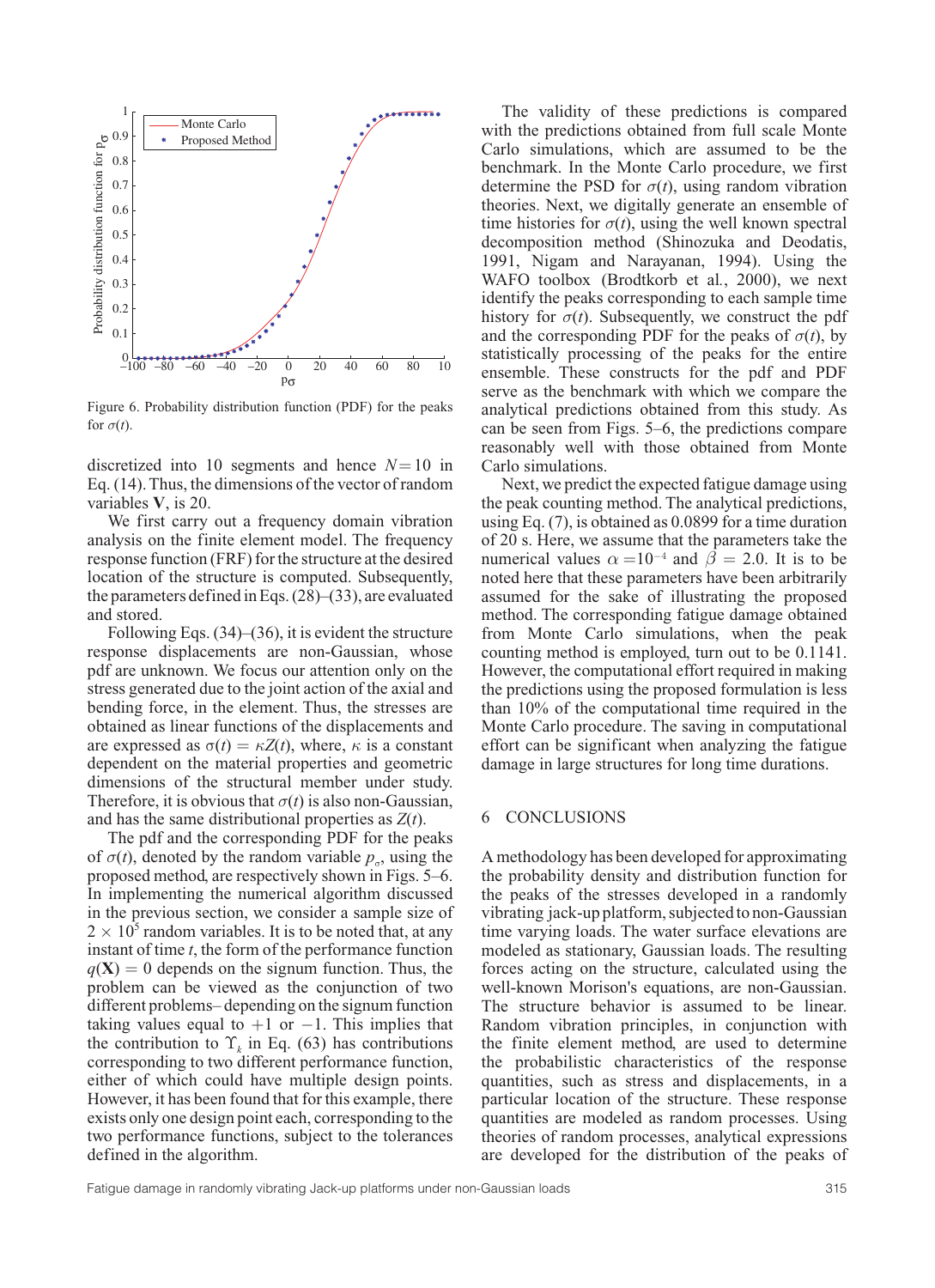Monte Carlo
Proposed Method

Probability distribution function for $p_\sigma$

$p_\sigma$

1
0.9
0.8
0.7
0.6
0.5
0.4
0.3
0.2
0.1
0

−100 −80 −60 −40 −20 0 20 40 60 80 10

Figure 6. Probability distribution function (PDF) for the peaks for $\sigma(t)$.

discretized into 10 segments and hence $N = 10$ in Eq. (14). Thus, the dimensions of the vector of random variables $\mathbf{V}$, is 20.

We first carry out a frequency domain vibration analysis on the finite element model. The frequency response function (FRF) for the structure at the desired location of the structure is computed. Subsequently, the parameters defined in Eqs. (28)–(33), are evaluated and stored.

Following Eqs. (34)–(36), it is evident the structure response displacements are non-Gaussian, whose pdf are unknown. We focus our attention only on the stress generated due to the joint action of the axial and bending force, in the element. Thus, the stresses are obtained as linear functions of the displacements and are expressed as $\sigma(t) = \kappa Z(t)$, where, $\kappa$ is a constant dependent on the material properties and geometric dimensions of the structural member under study. Therefore, it is obvious that $\sigma(t)$ is also non-Gaussian, and has the same distributional properties as $Z(t)$.

The pdf and the corresponding PDF for the peaks of $\sigma(t)$, denoted by the random variable $p_\sigma$, using the proposed method, are respectively shown in Figs. 5–6. In implementing the numerical algorithm discussed in the previous section, we consider a sample size of $2 \times 10^5$ random variables. It is to be noted that, at any instant of time $t$, the form of the performance function $q(\mathbf{X}) = 0$ depends on the signum function. Thus, the problem can be viewed as the conjunction of two different problems– depending on the signum function taking values equal to $+1$ or $-1$. This implies that the contribution to $\Upsilon_k$ in Eq. (63) has contributions corresponding to two different performance function, either of which could have multiple design points. However, it has been found that for this example, there exists only one design point each, corresponding to the two performance functions, subject to the tolerances defined in the algorithm.

The validity of these predictions is compared with the predictions obtained from full scale Monte Carlo simulations, which are assumed to be the benchmark. In the Monte Carlo procedure, we first determine the PSD for $\sigma(t)$, using random vibration theories. Next, we digitally generate an ensemble of time histories for $\sigma(t)$, using the well known spectral decomposition method (Shinozuka and Deodatis, 1991, Nigam and Narayanan, 1994). Using the WAFO toolbox (Brodtkorb et al., 2000), we next identify the peaks corresponding to each sample time history for $\sigma(t)$. Subsequently, we construct the pdf and the corresponding PDF for the peaks of $\sigma(t)$, by statistically processing of the peaks for the entire ensemble. These constructs for the pdf and PDF serve as the benchmark with which we compare the analytical predictions obtained from this study. As can be seen from Figs. 5–6, the predictions compare reasonably well with those obtained from Monte Carlo simulations.

Next, we predict the expected fatigue damage using the peak counting method. The analytical predictions, using Eq. (7), is obtained as 0.0899 for a time duration of 20 s. Here, we assume that the parameters take the numerical values $\alpha = 10^{-4}$ and $\beta = 2.0$. It is to be noted here that these parameters have been arbitrarily assumed for the sake of illustrating the proposed method. The corresponding fatigue damage obtained from Monte Carlo simulations, when the peak counting method is employed, turn out to be 0.1141. However, the computational effort required in making the predictions using the proposed formulation is less than 10% of the computational time required in the Monte Carlo procedure. The saving in computational effort can be significant when analyzing the fatigue damage in large structures for long time durations.

## 6 CONCLUSIONS

A methodology has been developed for approximating the probability density and distribution function for the peaks of the stresses developed in a randomly vibrating jack-up platform, subjected to non-Gaussian time varying loads. The water surface elevations are modeled as stationary, Gaussian loads. The resulting forces acting on the structure, calculated using the well-known Morison's equations, are non-Gaussian. The structure behavior is assumed to be linear. Random vibration principles, in conjunction with the finite element method, are used to determine the probabilistic characteristics of the response quantities, such as stress and displacements, in a particular location of the structure. These response quantities are modeled as random processes. Using theories of random processes, analytical expressions are developed for the distribution of the peaks of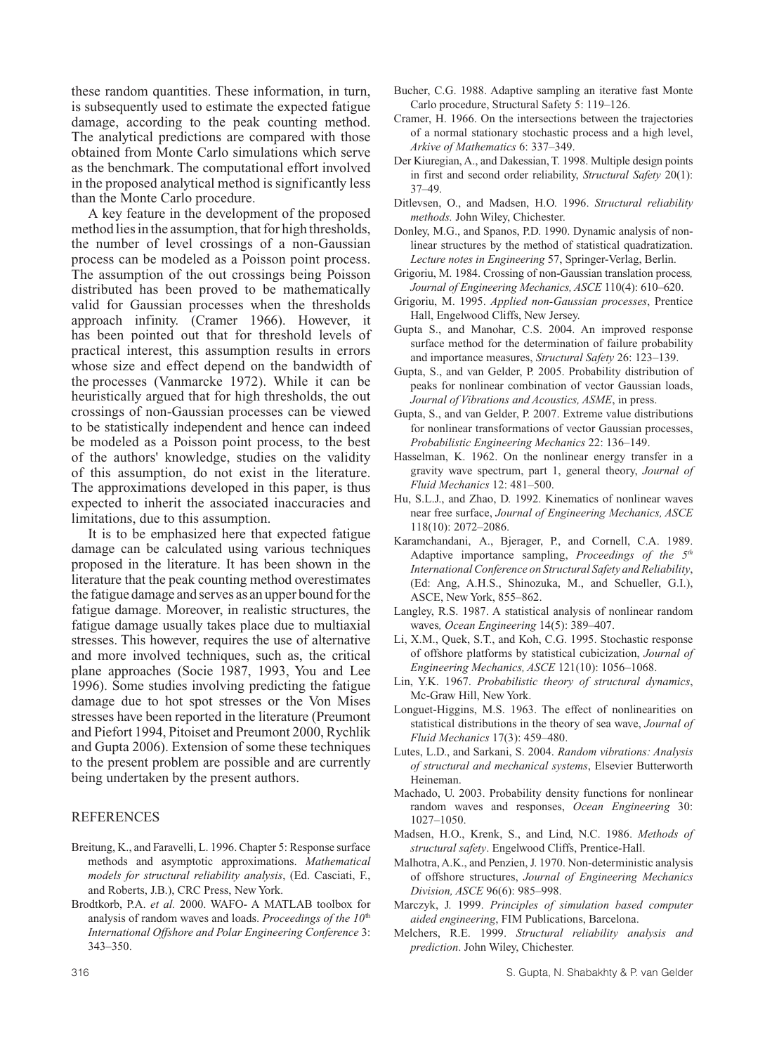these random quantities. These information, in turn, is subsequently used to estimate the expected fatigue damage, according to the peak counting method. The analytical predictions are compared with those obtained from Monte Carlo simulations which serve as the benchmark. The computational effort involved in the proposed analytical method is significantly less than the Monte Carlo procedure.

A key feature in the development of the proposed method lies in the assumption, that for high thresholds, the number of level crossings of a non-Gaussian process can be modeled as a Poisson point process. The assumption of the out crossings being Poisson distributed has been proved to be mathematically valid for Gaussian processes when the thresholds approach infinity. (Cramer 1966). However, it has been pointed out that for threshold levels of practical interest, this assumption results in errors whose size and effect depend on the bandwidth of the processes (Vanmarcke 1972). While it can be heuristically argued that for high thresholds, the out crossings of non-Gaussian processes can be viewed to be statistically independent and hence can indeed be modeled as a Poisson point process, to the best of the authors' knowledge, studies on the validity of this assumption, do not exist in the literature. The approximations developed in this paper, is thus expected to inherit the associated inaccuracies and limitations, due to this assumption.

It is to be emphasized here that expected fatigue damage can be calculated using various techniques proposed in the literature. It has been shown in the literature that the peak counting method overestimates the fatigue damage and serves as an upper bound for the fatigue damage. Moreover, in realistic structures, the fatigue damage usually takes place due to multiaxial stresses. This however, requires the use of alternative and more involved techniques, such as, the critical plane approaches (Socie 1987, 1993, You and Lee 1996). Some studies involving predicting the fatigue damage due to hot spot stresses or the Von Mises stresses have been reported in the literature (Preumont and Piefort 1994, Pitoiset and Preumont 2000, Rychlik and Gupta 2006). Extension of some these techniques to the present problem are possible and are currently being undertaken by the present authors.

## REFERENCES

Breitung, K., and Faravelli, L. 1996. Chapter 5: Response surface methods and asymptotic approximations. *Mathematical models for structural reliability analysis*, (Ed. Casciati, F., and Roberts, J.B.), CRC Press, New York.

Brodtkorb, P.A. *et al.* 2000. WAFO- A MATLAB toolbox for analysis of random waves and loads. *Proceedings of the 10th International Offshore and Polar Engineering Conference* 3: 343–350.

Bucher, C.G. 1988. Adaptive sampling an iterative fast Monte Carlo procedure, Structural Safety 5: 119–126.

Cramer, H. 1966. On the intersections between the trajectories of a normal stationary stochastic process and a high level, *Arkive of Mathematics* 6: 337–349.

Der Kiuregian, A., and Dakessian, T. 1998. Multiple design points in first and second order reliability, *Structural Safety* 20(1): 37–49.

Ditlevsen, O., and Madsen, H.O. 1996. *Structural reliability methods.* John Wiley, Chichester.

Donley, M.G., and Spanos, P.D. 1990. Dynamic analysis of non-linear structures by the method of statistical quadratization. *Lecture notes in Engineering* 57, Springer-Verlag, Berlin.

Grigoriu, M. 1984. Crossing of non-Gaussian translation process*, Journal of Engineering Mechanics, ASCE* 110(4): 610–620.

Grigoriu, M. 1995. *Applied non-Gaussian processes*, Prentice Hall, Engelwood Cliffs, New Jersey.

Gupta S., and Manohar, C.S. 2004. An improved response surface method for the determination of failure probability and importance measures, *Structural Safety* 26: 123–139.

Gupta, S., and van Gelder, P. 2005. Probability distribution of peaks for nonlinear combination of vector Gaussian loads, *Journal of Vibrations and Acoustics, ASME*, in press.

Gupta, S., and van Gelder, P. 2007. Extreme value distributions for nonlinear transformations of vector Gaussian processes, *Probabilistic Engineering Mechanics* 22: 136–149.

Hasselman, K. 1962. On the nonlinear energy transfer in a gravity wave spectrum, part 1, general theory, *Journal of Fluid Mechanics* 12: 481–500.

Hu, S.L.J., and Zhao, D. 1992. Kinematics of nonlinear waves near free surface, *Journal of Engineering Mechanics, ASCE* 118(10): 2072–2086.

Karamchandani, A., Bjerager, P., and Cornell, C.A. 1989. Adaptive importance sampling, *Proceedings of the 5th International Conference on Structural Safety and Reliability*, (Ed: Ang, A.H.S., Shinozuka, M., and Schueller, G.I.), ASCE, New York, 855–862.

Langley, R.S. 1987. A statistical analysis of nonlinear random waves*, Ocean Engineering* 14(5): 389–407.

Li, X.M., Quek, S.T., and Koh, C.G. 1995. Stochastic response of offshore platforms by statistical cubicization, *Journal of Engineering Mechanics, ASCE* 121(10): 1056–1068.

Lin, Y.K. 1967. *Probabilistic theory of structural dynamics*, Mc-Graw Hill, New York.

Longuet-Higgins, M.S. 1963. The effect of nonlinearities on statistical distributions in the theory of sea wave, *Journal of Fluid Mechanics* 17(3): 459–480.

Lutes, L.D., and Sarkani, S. 2004. *Random vibrations: Analysis of structural and mechanical systems*, Elsevier Butterworth Heineman.

Machado, U. 2003. Probability density functions for nonlinear random waves and responses, *Ocean Engineering* 30: 1027–1050.

Madsen, H.O., Krenk, S., and Lind, N.C. 1986. *Methods of structural safety*. Engelwood Cliffs, Prentice-Hall.

Malhotra, A.K., and Penzien, J. 1970. Non-deterministic analysis of offshore structures, *Journal of Engineering Mechanics Division, ASCE* 96(6): 985–998.

Marczyk, J. 1999. *Principles of simulation based computer aided engineering*, FIM Publications, Barcelona.

Melchers, R.E. 1999. *Structural reliability analysis and prediction*. John Wiley, Chichester.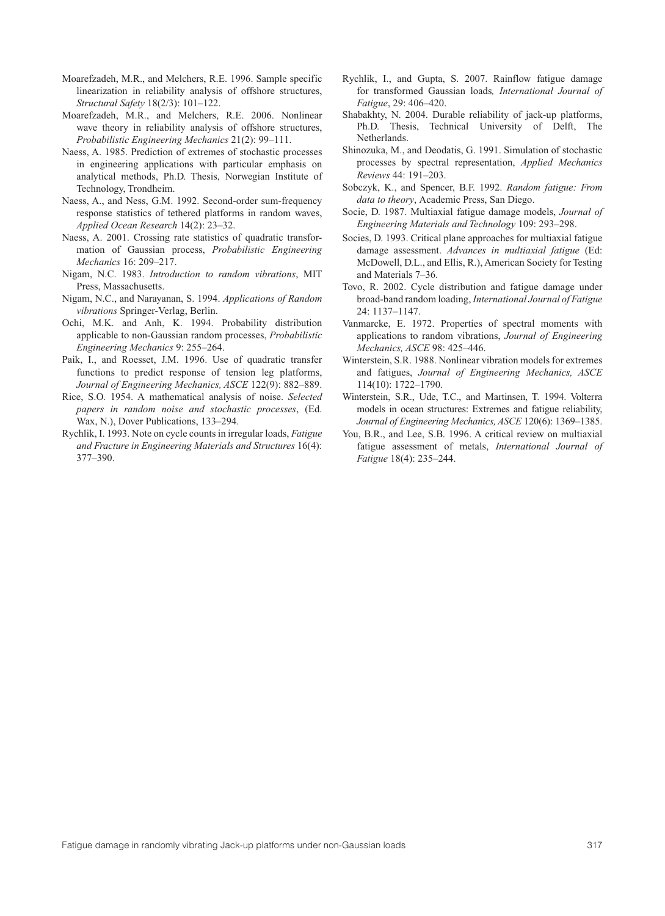Moarefzadeh, M.R., and Melchers, R.E. 1996. Sample specific linearization in reliability analysis of offshore structures, *Structural Safety* 18(2/3): 101–122.

Moarefzadeh, M.R., and Melchers, R.E. 2006. Nonlinear wave theory in reliability analysis of offshore structures, *Probabilistic Engineering Mechanics* 21(2): 99–111.

Naess, A. 1985. Prediction of extremes of stochastic processes in engineering applications with particular emphasis on analytical methods, Ph.D. Thesis, Norwegian Institute of Technology, Trondheim.

Naess, A., and Ness, G.M. 1992. Second-order sum-frequency response statistics of tethered platforms in random waves, *Applied Ocean Research* 14(2): 23–32.

Naess, A. 2001. Crossing rate statistics of quadratic transformation of Gaussian process, *Probabilistic Engineering Mechanics* 16: 209–217.

Nigam, N.C. 1983. *Introduction to random vibrations*, MIT Press, Massachusetts.

Nigam, N.C., and Narayanan, S. 1994. *Applications of Random vibrations* Springer-Verlag, Berlin.

Ochi, M.K. and Anh, K. 1994. Probability distribution applicable to non-Gaussian random processes, *Probabilistic Engineering Mechanics* 9: 255–264.

Paik, I., and Roesset, J.M. 1996. Use of quadratic transfer functions to predict response of tension leg platforms, *Journal of Engineering Mechanics, ASCE* 122(9): 882–889.

Rice, S.O. 1954. A mathematical analysis of noise. *Selected papers in random noise and stochastic processes*, (Ed. Wax, N.), Dover Publications, 133–294.

Rychlik, I. 1993. Note on cycle counts in irregular loads, *Fatigue and Fracture in Engineering Materials and Structures* 16(4): 377–390.

Rychlik, I., and Gupta, S. 2007. Rainflow fatigue damage for transformed Gaussian loads*, International Journal of Fatigue*, 29: 406–420.

Shabakhty, N. 2004. Durable reliability of jack-up platforms, Ph.D. Thesis, Technical University of Delft, The Netherlands.

Shinozuka, M., and Deodatis, G. 1991. Simulation of stochastic processes by spectral representation, *Applied Mechanics Reviews* 44: 191–203.

Sobczyk, K., and Spencer, B.F. 1992. *Random fatigue: From data to theory*, Academic Press, San Diego.

Socie, D. 1987. Multiaxial fatigue damage models, *Journal of Engineering Materials and Technology* 109: 293–298.

Socies, D. 1993. Critical plane approaches for multiaxial fatigue damage assessment. *Advances in multiaxial fatigue* (Ed: McDowell, D.L., and Ellis, R.), American Society for Testing and Materials 7–36.

Tovo, R. 2002. Cycle distribution and fatigue damage under broad-band random loading, *International Journal of Fatigue* 24: 1137–1147.

Vanmarcke, E. 1972. Properties of spectral moments with applications to random vibrations, *Journal of Engineering Mechanics, ASCE* 98: 425–446.

Winterstein, S.R. 1988. Nonlinear vibration models for extremes and fatigues, *Journal of Engineering Mechanics, ASCE* 114(10): 1722–1790.

Winterstein, S.R., Ude, T.C., and Martinsen, T. 1994. Volterra models in ocean structures: Extremes and fatigue reliability, *Journal of Engineering Mechanics, ASCE* 120(6): 1369–1385.

You, B.R., and Lee, S.B. 1996. A critical review on multiaxial fatigue assessment of metals, *International Journal of Fatigue* 18(4): 235–244.